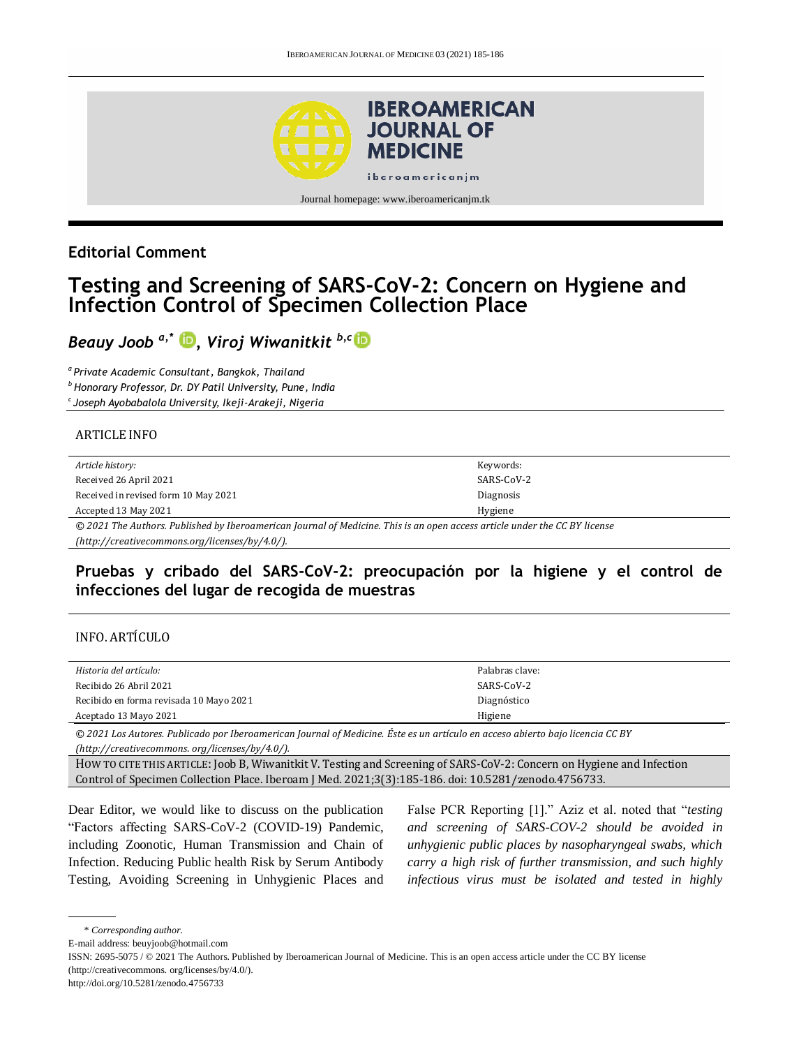Editorial Comment

# Testing and Screening of SARS-CoV-2: Concern on Hygiene and Infection Control of Specimen Collection Place

***Beauy Joob*** [a,*], ***Viroj Wiwanitkit*** [b,c]

[a] *Private Academic Consultant, Bangkok, Thailand*
[b] *Honorary Professor, Dr. DY Patil University, Pune, India*
[c] *Joseph Ayobabalola University, Ikeji-Arakeji, Nigeria*

ARTICLE INFO

| *Article history:* | Keywords: |
|---|---|
| Received 26 April 2021 | SARS-CoV-2 |
| Received in revised form 10 May 2021 | Diagnosis |
| Accepted 13 May 2021 | Hygiene |

*© 2021 The Authors. Published by Iberoamerican Journal of Medicine. This is an open access article under the CC BY license (http://creativecommons.org/licenses/by/4.0/).*

## Pruebas y cribado del SARS-CoV-2: preocupación por la higiene y el control de infecciones del lugar de recogida de muestras

INFO. ARTÍCULO

| *Historia del artículo:* | Palabras clave: |
|---|---|
| Recibido 26 Abril 2021 | SARS-CoV-2 |
| Recibido en forma revisada 10 Mayo 2021 | Diagnóstico |
| Aceptado 13 Mayo 2021 | Higiene |

*© 2021 Los Autores. Publicado por Iberoamerican Journal of Medicine. Éste es un artículo en acceso abierto bajo licencia CC BY (http://creativecommons. org/licenses/by/4.0/).*

HOW TO CITE THIS ARTICLE: Joob B, Wiwanitkit V. Testing and Screening of SARS-CoV-2: Concern on Hygiene and Infection Control of Specimen Collection Place. Iberoam J Med. 2021;3(3):185-186. doi: 10.5281/zenodo.4756733.

Dear Editor, we would like to discuss on the publication "Factors affecting SARS-CoV-2 (COVID-19) Pandemic, including Zoonotic, Human Transmission and Chain of Infection. Reducing Public health Risk by Serum Antibody Testing, Avoiding Screening in Unhygienic Places and False PCR Reporting [1]." Aziz et al. noted that "*testing and screening of SARS-COV-2 should be avoided in unhygienic public places by nasopharyngeal swabs, which carry a high risk of further transmission, and such highly infectious virus must be isolated and tested in highly*

\* *Corresponding author.*

E-mail address: beuyjoob@hotmail.com

ISSN: 2695-5075 / © 2021 The Authors. Published by Iberoamerican Journal of Medicine. This is an open access article under the CC BY license (http://creativecommons. org/licenses/by/4.0/).

http://doi.org/10.5281/zenodo.4756733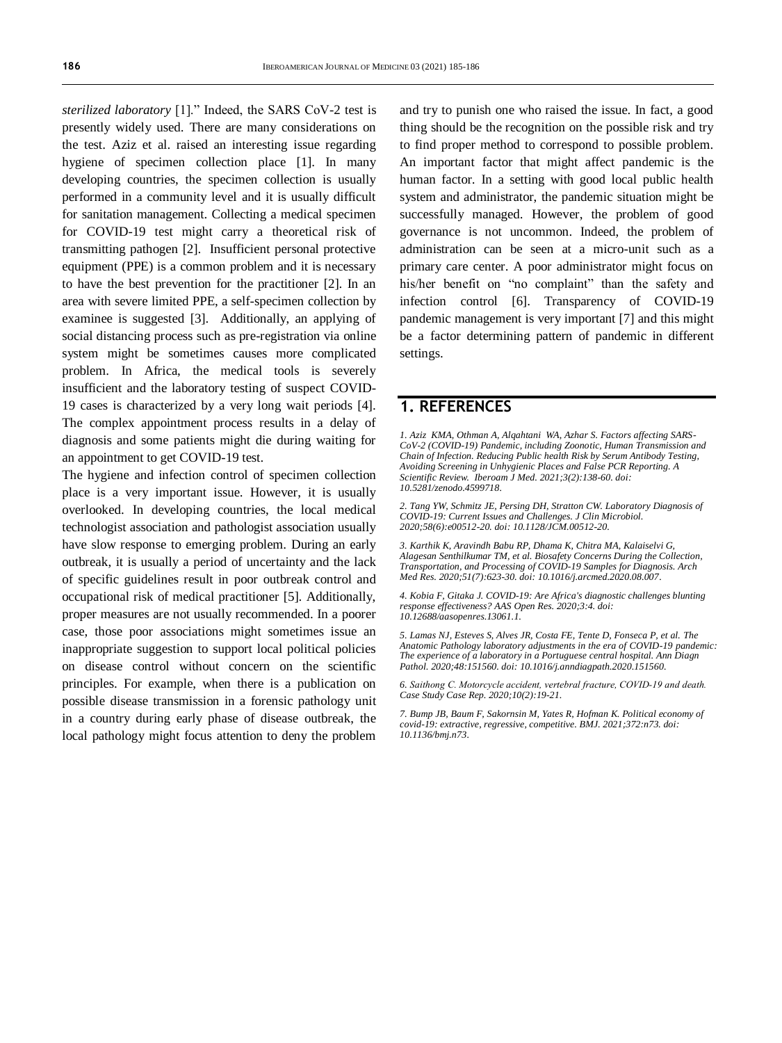*sterilized laboratory* [1]." Indeed, the SARS CoV-2 test is presently widely used. There are many considerations on the test. Aziz et al. raised an interesting issue regarding hygiene of specimen collection place [1]. In many developing countries, the specimen collection is usually performed in a community level and it is usually difficult for sanitation management. Collecting a medical specimen for COVID-19 test might carry a theoretical risk of transmitting pathogen [2]. Insufficient personal protective equipment (PPE) is a common problem and it is necessary to have the best prevention for the practitioner [2]. In an area with severe limited PPE, a self-specimen collection by examinee is suggested [3]. Additionally, an applying of social distancing process such as pre-registration via online system might be sometimes causes more complicated problem. In Africa, the medical tools is severely insufficient and the laboratory testing of suspect COVID-19 cases is characterized by a very long wait periods [4]. The complex appointment process results in a delay of diagnosis and some patients might die during waiting for an appointment to get COVID-19 test.

The hygiene and infection control of specimen collection place is a very important issue. However, it is usually overlooked. In developing countries, the local medical technologist association and pathologist association usually have slow response to emerging problem. During an early outbreak, it is usually a period of uncertainty and the lack of specific guidelines result in poor outbreak control and occupational risk of medical practitioner [5]. Additionally, proper measures are not usually recommended. In a poorer case, those poor associations might sometimes issue an inappropriate suggestion to support local political policies on disease control without concern on the scientific principles. For example, when there is a publication on possible disease transmission in a forensic pathology unit in a country during early phase of disease outbreak, the local pathology might focus attention to deny the problem and try to punish one who raised the issue. In fact, a good thing should be the recognition on the possible risk and try to find proper method to correspond to possible problem. An important factor that might affect pandemic is the human factor. In a setting with good local public health system and administrator, the pandemic situation might be successfully managed. However, the problem of good governance is not uncommon. Indeed, the problem of administration can be seen at a micro-unit such as a primary care center. A poor administrator might focus on his/her benefit on "no complaint" than the safety and infection control [6]. Transparency of COVID-19 pandemic management is very important [7] and this might be a factor determining pattern of pandemic in different settings.

## 1. REFERENCES

*1. Aziz KMA, Othman A, Alqahtani WA, Azhar S. Factors affecting SARS-CoV-2 (COVID-19) Pandemic, including Zoonotic, Human Transmission and Chain of Infection. Reducing Public health Risk by Serum Antibody Testing, Avoiding Screening in Unhygienic Places and False PCR Reporting. A Scientific Review. Iberoam J Med. 2021;3(2):138-60. doi: 10.5281/zenodo.4599718.*

*2. Tang YW, Schmitz JE, Persing DH, Stratton CW. Laboratory Diagnosis of COVID-19: Current Issues and Challenges. J Clin Microbiol. 2020;58(6):e00512-20. doi: 10.1128/JCM.00512-20.*

*3. Karthik K, Aravindh Babu RP, Dhama K, Chitra MA, Kalaiselvi G, Alagesan Senthilkumar TM, et al. Biosafety Concerns During the Collection, Transportation, and Processing of COVID-19 Samples for Diagnosis. Arch Med Res. 2020;51(7):623-30. doi: 10.1016/j.arcmed.2020.08.007.*

*4. Kobia F, Gitaka J. COVID-19: Are Africa's diagnostic challenges blunting response effectiveness? AAS Open Res. 2020;3:4. doi: 10.12688/aasopenres.13061.1.*

*5. Lamas NJ, Esteves S, Alves JR, Costa FE, Tente D, Fonseca P, et al. The Anatomic Pathology laboratory adjustments in the era of COVID-19 pandemic: The experience of a laboratory in a Portuguese central hospital. Ann Diagn Pathol. 2020;48:151560. doi: 10.1016/j.anndiagpath.2020.151560.*

*6. Saithong C. Motorcycle accident, vertebral fracture, COVID-19 and death. Case Study Case Rep. 2020;10(2):19-21.*

*7. Bump JB, Baum F, Sakornsin M, Yates R, Hofman K. Political economy of covid-19: extractive, regressive, competitive. BMJ. 2021;372:n73. doi: 10.1136/bmj.n73.*